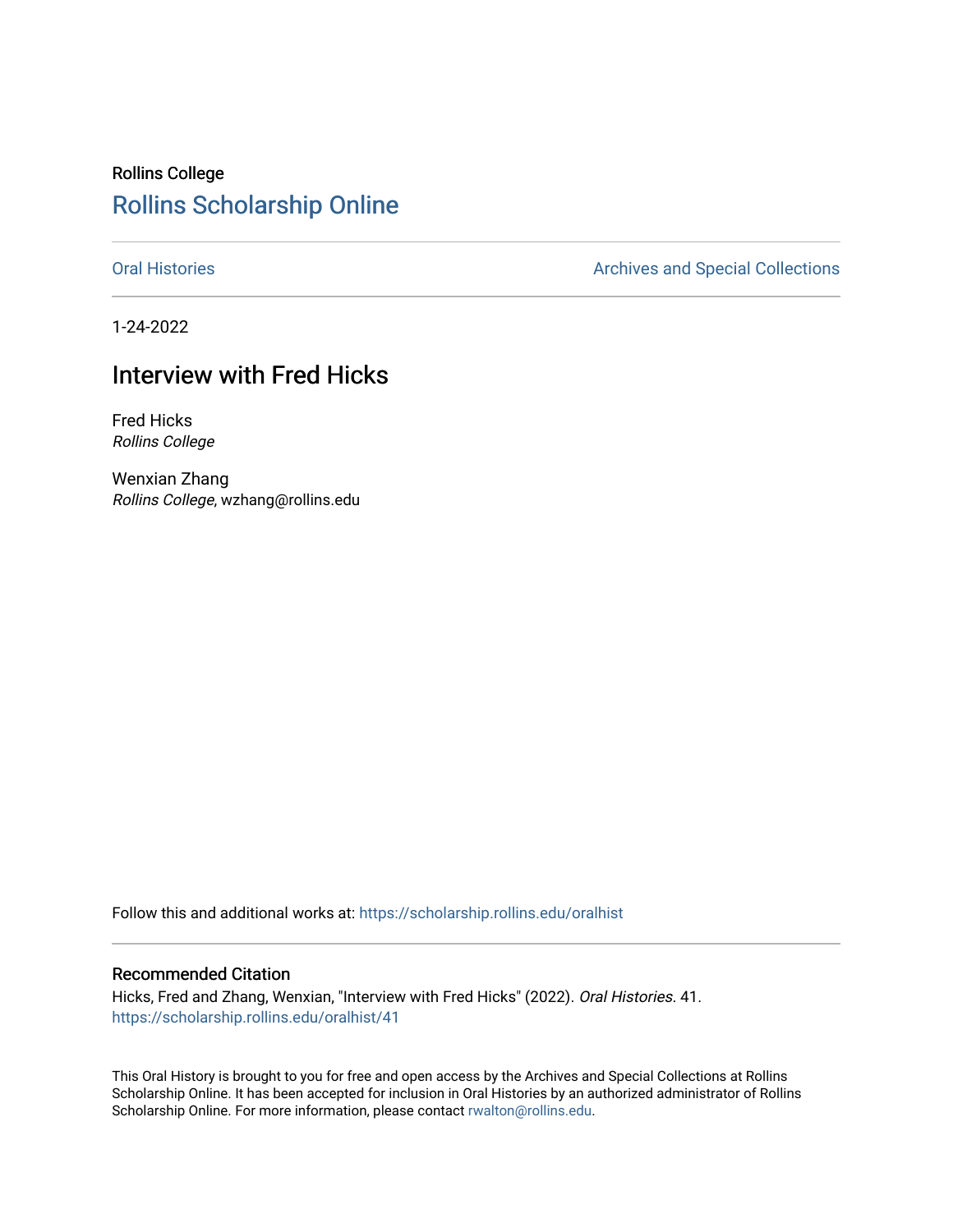Rollins College

# Rollins Scholarship Online

Oral Histories | Archives and Special Collections

1-24-2022

## Interview with Fred Hicks

Fred Hicks
*Rollins College*

Wenxian Zhang
*Rollins College*, wzhang@rollins.edu

Follow this and additional works at: https://scholarship.rollins.edu/oralhist

### Recommended Citation

Hicks, Fred and Zhang, Wenxian, "Interview with Fred Hicks" (2022). *Oral Histories*. 41.
https://scholarship.rollins.edu/oralhist/41

This Oral History is brought to you for free and open access by the Archives and Special Collections at Rollins Scholarship Online. It has been accepted for inclusion in Oral Histories by an authorized administrator of Rollins Scholarship Online. For more information, please contact rwalton@rollins.edu.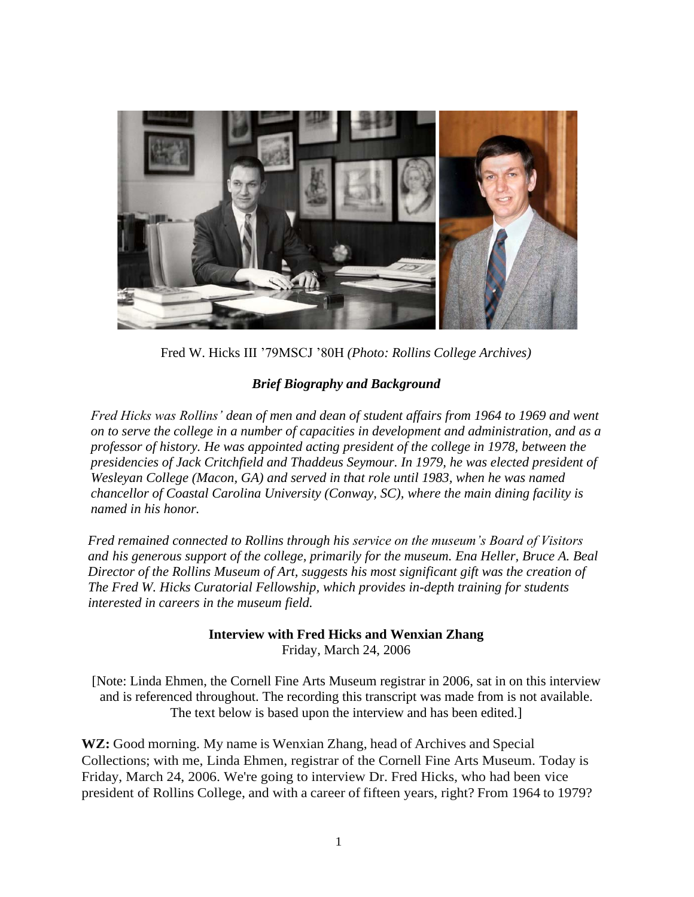Fred W. Hicks III '79MSCJ '80H *(Photo: Rollins College Archives)*

### *Brief Biography and Background*

*Fred Hicks was Rollins' dean of men and dean of student affairs from 1964 to 1969 and went on to serve the college in a number of capacities in development and administration, and as a professor of history. He was appointed acting president of the college in 1978, between the presidencies of Jack Critchfield and Thaddeus Seymour. In 1979, he was elected president of Wesleyan College (Macon, GA) and served in that role until 1983, when he was named chancellor of Coastal Carolina University (Conway, SC), where the main dining facility is named in his honor.*

*Fred remained connected to Rollins through his service on the museum's Board of Visitors and his generous support of the college, primarily for the museum. Ena Heller, Bruce A. Beal Director of the Rollins Museum of Art, suggests his most significant gift was the creation of The Fred W. Hicks Curatorial Fellowship, which provides in-depth training for students interested in careers in the museum field.*

**Interview with Fred Hicks and Wenxian Zhang**
Friday, March 24, 2006

[Note: Linda Ehmen, the Cornell Fine Arts Museum registrar in 2006, sat in on this interview and is referenced throughout. The recording this transcript was made from is not available. The text below is based upon the interview and has been edited.]

**WZ:** Good morning. My name is Wenxian Zhang, head of Archives and Special Collections; with me, Linda Ehmen, registrar of the Cornell Fine Arts Museum. Today is Friday, March 24, 2006. We're going to interview Dr. Fred Hicks, who had been vice president of Rollins College, and with a career of fifteen years, right? From 1964 to 1979?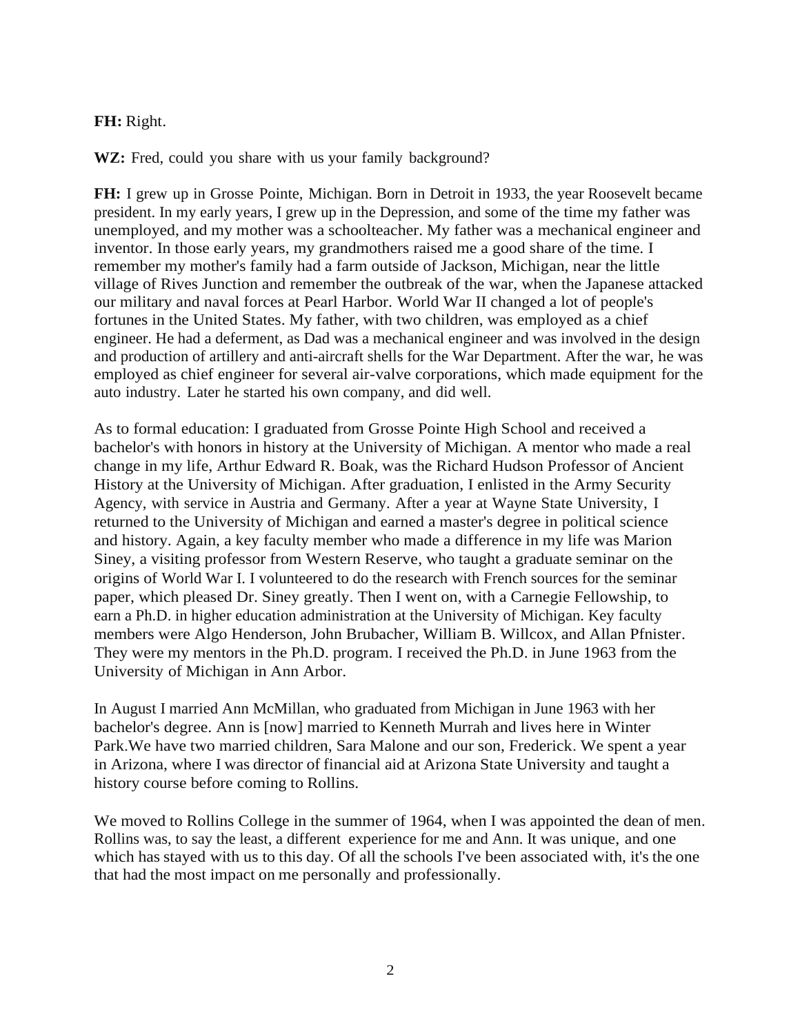**FH:** Right.

**WZ:** Fred, could you share with us your family background?

**FH:** I grew up in Grosse Pointe, Michigan. Born in Detroit in 1933, the year Roosevelt became president. In my early years, I grew up in the Depression, and some of the time my father was unemployed, and my mother was a schoolteacher. My father was a mechanical engineer and inventor. In those early years, my grandmothers raised me a good share of the time. I remember my mother's family had a farm outside of Jackson, Michigan, near the little village of Rives Junction and remember the outbreak of the war, when the Japanese attacked our military and naval forces at Pearl Harbor. World War II changed a lot of people's fortunes in the United States. My father, with two children, was employed as a chief engineer. He had a deferment, as Dad was a mechanical engineer and was involved in the design and production of artillery and anti-aircraft shells for the War Department. After the war, he was employed as chief engineer for several air-valve corporations, which made equipment for the auto industry. Later he started his own company, and did well.

As to formal education: I graduated from Grosse Pointe High School and received a bachelor's with honors in history at the University of Michigan. A mentor who made a real change in my life, Arthur Edward R. Boak, was the Richard Hudson Professor of Ancient History at the University of Michigan. After graduation, I enlisted in the Army Security Agency, with service in Austria and Germany. After a year at Wayne State University, I returned to the University of Michigan and earned a master's degree in political science and history. Again, a key faculty member who made a difference in my life was Marion Siney, a visiting professor from Western Reserve, who taught a graduate seminar on the origins of World War I. I volunteered to do the research with French sources for the seminar paper, which pleased Dr. Siney greatly. Then I went on, with a Carnegie Fellowship, to earn a Ph.D. in higher education administration at the University of Michigan. Key faculty members were Algo Henderson, John Brubacher, William B. Willcox, and Allan Pfnister. They were my mentors in the Ph.D. program. I received the Ph.D. in June 1963 from the University of Michigan in Ann Arbor.

In August I married Ann McMillan, who graduated from Michigan in June 1963 with her bachelor's degree. Ann is [now] married to Kenneth Murrah and lives here in Winter Park.We have two married children, Sara Malone and our son, Frederick. We spent a year in Arizona, where I was director of financial aid at Arizona State University and taught a history course before coming to Rollins.

We moved to Rollins College in the summer of 1964, when I was appointed the dean of men. Rollins was, to say the least, a different experience for me and Ann. It was unique, and one which has stayed with us to this day. Of all the schools I've been associated with, it's the one that had the most impact on me personally and professionally.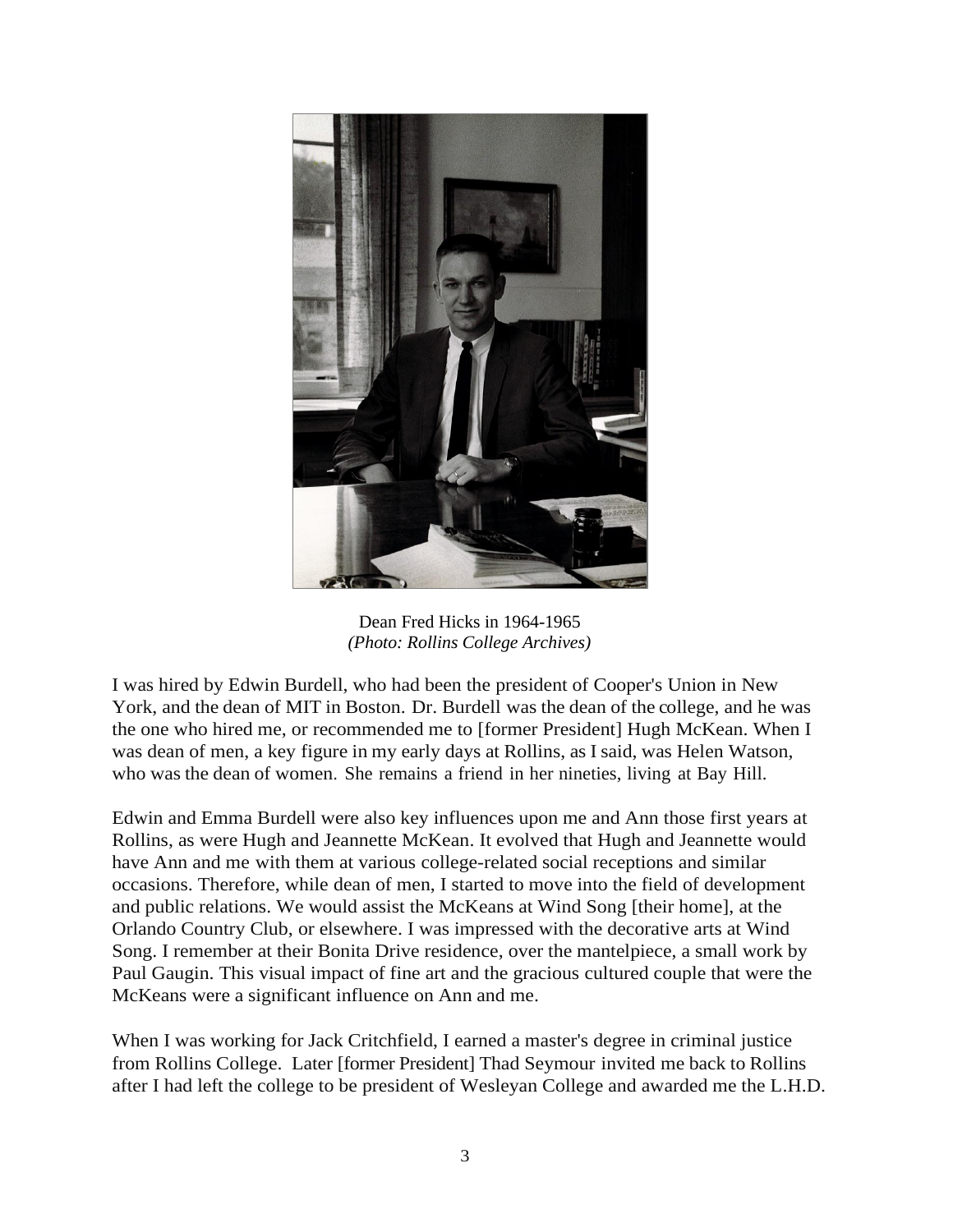Dean Fred Hicks in 1964-1965
*(Photo: Rollins College Archives)*

I was hired by Edwin Burdell, who had been the president of Cooper's Union in New York, and the dean of MIT in Boston. Dr. Burdell was the dean of the college, and he was the one who hired me, or recommended me to [former President] Hugh McKean. When I was dean of men, a key figure in my early days at Rollins, as I said, was Helen Watson, who was the dean of women. She remains a friend in her nineties, living at Bay Hill.

Edwin and Emma Burdell were also key influences upon me and Ann those first years at Rollins, as were Hugh and Jeannette McKean. It evolved that Hugh and Jeannette would have Ann and me with them at various college-related social receptions and similar occasions. Therefore, while dean of men, I started to move into the field of development and public relations. We would assist the McKeans at Wind Song [their home], at the Orlando Country Club, or elsewhere. I was impressed with the decorative arts at Wind Song. I remember at their Bonita Drive residence, over the mantelpiece, a small work by Paul Gaugin. This visual impact of fine art and the gracious cultured couple that were the McKeans were a significant influence on Ann and me.

When I was working for Jack Critchfield, I earned a master's degree in criminal justice from Rollins College. Later [former President] Thad Seymour invited me back to Rollins after I had left the college to be president of Wesleyan College and awarded me the L.H.D.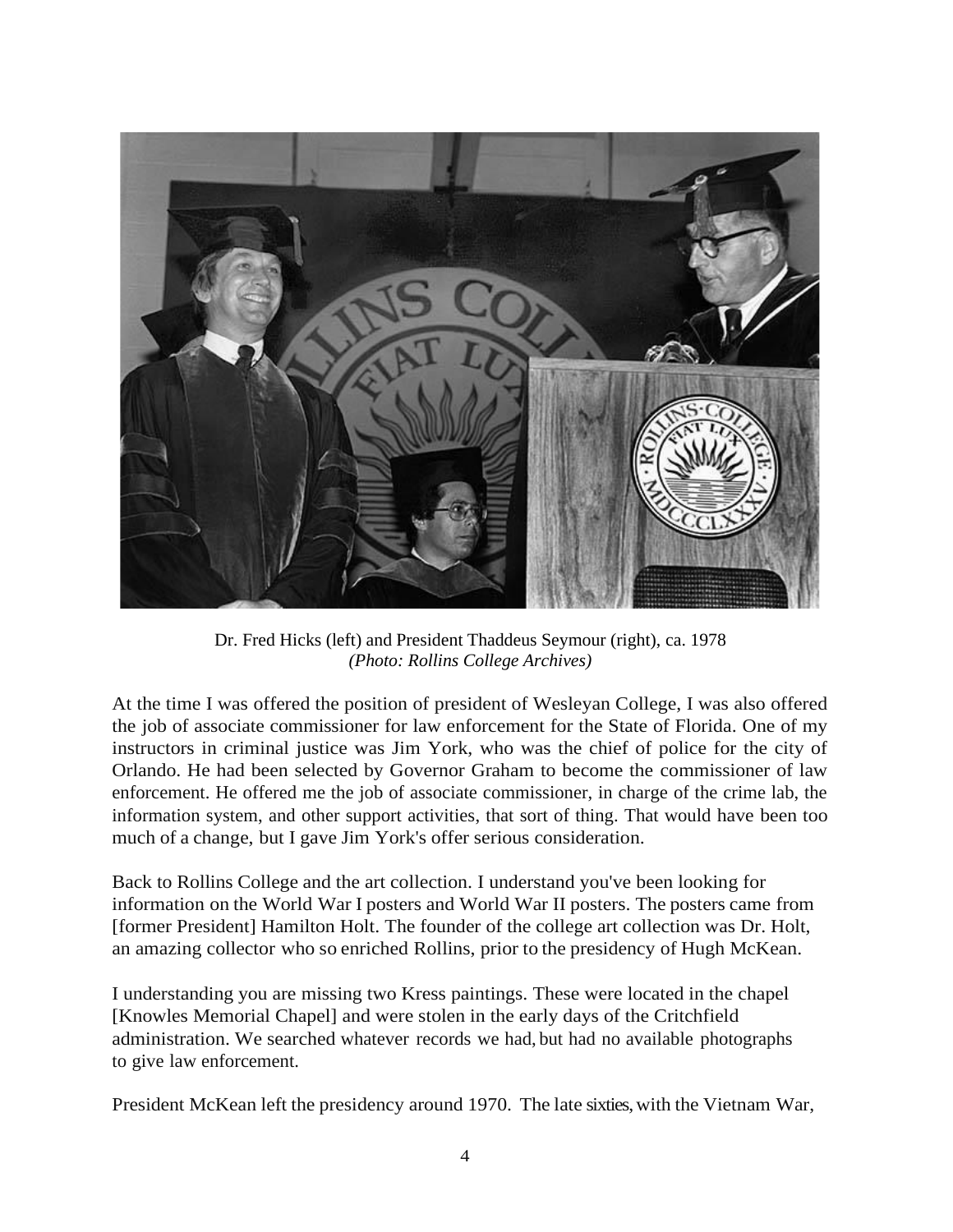Dr. Fred Hicks (left) and President Thaddeus Seymour (right), ca. 1978
*(Photo: Rollins College Archives)*

At the time I was offered the position of president of Wesleyan College, I was also offered the job of associate commissioner for law enforcement for the State of Florida. One of my instructors in criminal justice was Jim York, who was the chief of police for the city of Orlando. He had been selected by Governor Graham to become the commissioner of law enforcement. He offered me the job of associate commissioner, in charge of the crime lab, the information system, and other support activities, that sort of thing. That would have been too much of a change, but I gave Jim York's offer serious consideration.

Back to Rollins College and the art collection. I understand you've been looking for information on the World War I posters and World War II posters. The posters came from [former President] Hamilton Holt. The founder of the college art collection was Dr. Holt, an amazing collector who so enriched Rollins, prior to the presidency of Hugh McKean.

I understanding you are missing two Kress paintings. These were located in the chapel [Knowles Memorial Chapel] and were stolen in the early days of the Critchfield administration. We searched whatever records we had, but had no available photographs to give law enforcement.

President McKean left the presidency around 1970. The late sixties, with the Vietnam War,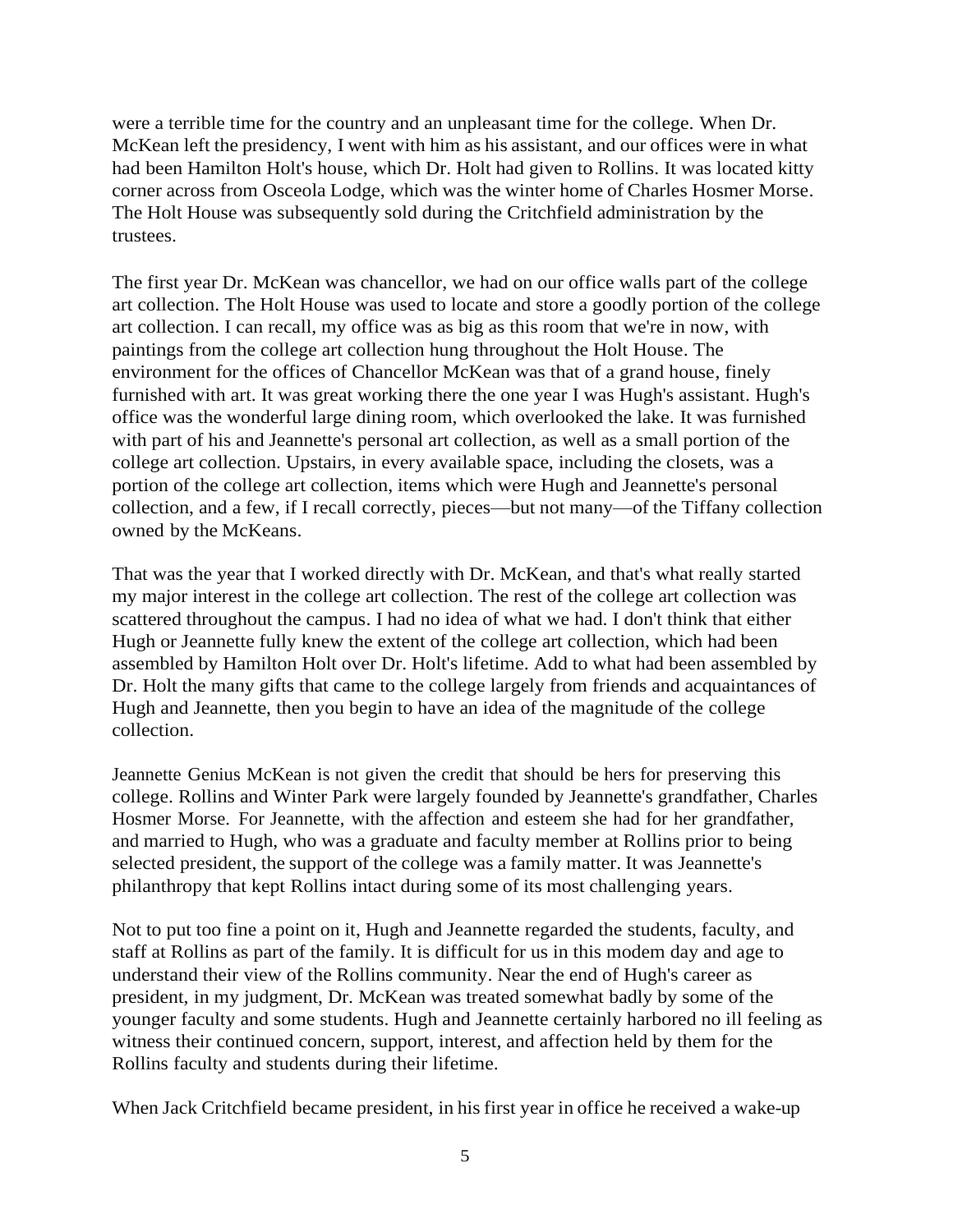were a terrible time for the country and an unpleasant time for the college. When Dr. McKean left the presidency, I went with him as his assistant, and our offices were in what had been Hamilton Holt's house, which Dr. Holt had given to Rollins. It was located kitty corner across from Osceola Lodge, which was the winter home of Charles Hosmer Morse. The Holt House was subsequently sold during the Critchfield administration by the trustees.

The first year Dr. McKean was chancellor, we had on our office walls part of the college art collection. The Holt House was used to locate and store a goodly portion of the college art collection. I can recall, my office was as big as this room that we're in now, with paintings from the college art collection hung throughout the Holt House. The environment for the offices of Chancellor McKean was that of a grand house, finely furnished with art. It was great working there the one year I was Hugh's assistant. Hugh's office was the wonderful large dining room, which overlooked the lake. It was furnished with part of his and Jeannette's personal art collection, as well as a small portion of the college art collection. Upstairs, in every available space, including the closets, was a portion of the college art collection, items which were Hugh and Jeannette's personal collection, and a few, if I recall correctly, pieces—but not many—of the Tiffany collection owned by the McKeans.

That was the year that I worked directly with Dr. McKean, and that's what really started my major interest in the college art collection. The rest of the college art collection was scattered throughout the campus. I had no idea of what we had. I don't think that either Hugh or Jeannette fully knew the extent of the college art collection, which had been assembled by Hamilton Holt over Dr. Holt's lifetime. Add to what had been assembled by Dr. Holt the many gifts that came to the college largely from friends and acquaintances of Hugh and Jeannette, then you begin to have an idea of the magnitude of the college collection.

Jeannette Genius McKean is not given the credit that should be hers for preserving this college. Rollins and Winter Park were largely founded by Jeannette's grandfather, Charles Hosmer Morse. For Jeannette, with the affection and esteem she had for her grandfather, and married to Hugh, who was a graduate and faculty member at Rollins prior to being selected president, the support of the college was a family matter. It was Jeannette's philanthropy that kept Rollins intact during some of its most challenging years.

Not to put too fine a point on it, Hugh and Jeannette regarded the students, faculty, and staff at Rollins as part of the family. It is difficult for us in this modem day and age to understand their view of the Rollins community. Near the end of Hugh's career as president, in my judgment, Dr. McKean was treated somewhat badly by some of the younger faculty and some students. Hugh and Jeannette certainly harbored no ill feeling as witness their continued concern, support, interest, and affection held by them for the Rollins faculty and students during their lifetime.

When Jack Critchfield became president, in his first year in office he received a wake-up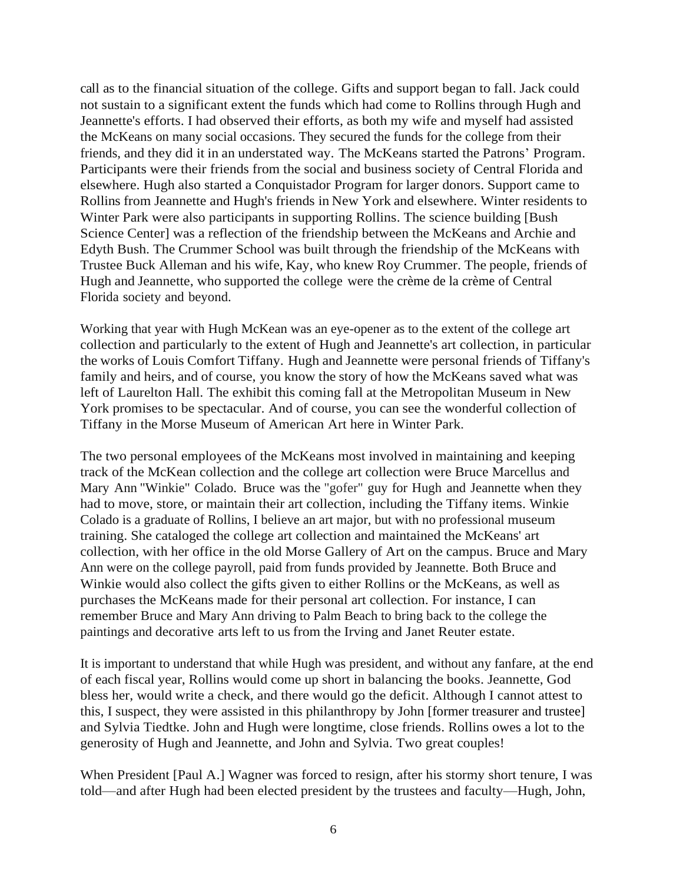call as to the financial situation of the college. Gifts and support began to fall. Jack could not sustain to a significant extent the funds which had come to Rollins through Hugh and Jeannette's efforts. I had observed their efforts, as both my wife and myself had assisted the McKeans on many social occasions. They secured the funds for the college from their friends, and they did it in an understated way. The McKeans started the Patrons' Program. Participants were their friends from the social and business society of Central Florida and elsewhere. Hugh also started a Conquistador Program for larger donors. Support came to Rollins from Jeannette and Hugh's friends in New York and elsewhere. Winter residents to Winter Park were also participants in supporting Rollins. The science building [Bush Science Center] was a reflection of the friendship between the McKeans and Archie and Edyth Bush. The Crummer School was built through the friendship of the McKeans with Trustee Buck Alleman and his wife, Kay, who knew Roy Crummer. The people, friends of Hugh and Jeannette, who supported the college were the crème de la crème of Central Florida society and beyond.

Working that year with Hugh McKean was an eye-opener as to the extent of the college art collection and particularly to the extent of Hugh and Jeannette's art collection, in particular the works of Louis Comfort Tiffany. Hugh and Jeannette were personal friends of Tiffany's family and heirs, and of course, you know the story of how the McKeans saved what was left of Laurelton Hall. The exhibit this coming fall at the Metropolitan Museum in New York promises to be spectacular. And of course, you can see the wonderful collection of Tiffany in the Morse Museum of American Art here in Winter Park.

The two personal employees of the McKeans most involved in maintaining and keeping track of the McKean collection and the college art collection were Bruce Marcellus and Mary Ann "Winkie" Colado. Bruce was the "gofer" guy for Hugh and Jeannette when they had to move, store, or maintain their art collection, including the Tiffany items. Winkie Colado is a graduate of Rollins, I believe an art major, but with no professional museum training. She cataloged the college art collection and maintained the McKeans' art collection, with her office in the old Morse Gallery of Art on the campus. Bruce and Mary Ann were on the college payroll, paid from funds provided by Jeannette. Both Bruce and Winkie would also collect the gifts given to either Rollins or the McKeans, as well as purchases the McKeans made for their personal art collection. For instance, I can remember Bruce and Mary Ann driving to Palm Beach to bring back to the college the paintings and decorative arts left to us from the Irving and Janet Reuter estate.

It is important to understand that while Hugh was president, and without any fanfare, at the end of each fiscal year, Rollins would come up short in balancing the books. Jeannette, God bless her, would write a check, and there would go the deficit. Although I cannot attest to this, I suspect, they were assisted in this philanthropy by John [former treasurer and trustee] and Sylvia Tiedtke. John and Hugh were longtime, close friends. Rollins owes a lot to the generosity of Hugh and Jeannette, and John and Sylvia. Two great couples!

When President [Paul A.] Wagner was forced to resign, after his stormy short tenure, I was told—and after Hugh had been elected president by the trustees and faculty—Hugh, John,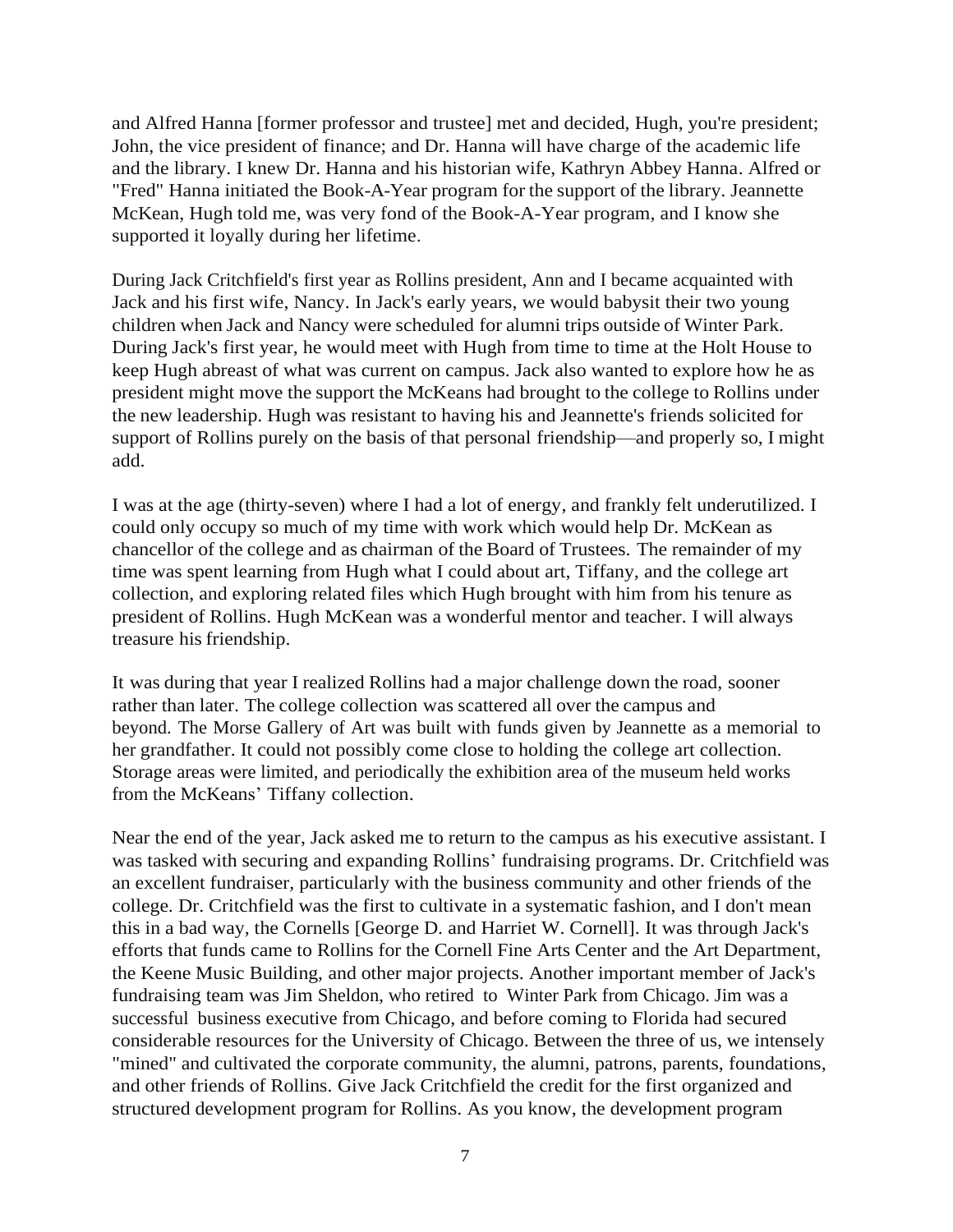and Alfred Hanna [former professor and trustee] met and decided, Hugh, you're president; John, the vice president of finance; and Dr. Hanna will have charge of the academic life and the library. I knew Dr. Hanna and his historian wife, Kathryn Abbey Hanna. Alfred or "Fred" Hanna initiated the Book-A-Year program for the support of the library. Jeannette McKean, Hugh told me, was very fond of the Book-A-Year program, and I know she supported it loyally during her lifetime.

During Jack Critchfield's first year as Rollins president, Ann and I became acquainted with Jack and his first wife, Nancy. In Jack's early years, we would babysit their two young children when Jack and Nancy were scheduled for alumni trips outside of Winter Park. During Jack's first year, he would meet with Hugh from time to time at the Holt House to keep Hugh abreast of what was current on campus. Jack also wanted to explore how he as president might move the support the McKeans had brought to the college to Rollins under the new leadership. Hugh was resistant to having his and Jeannette's friends solicited for support of Rollins purely on the basis of that personal friendship—and properly so, I might add.

I was at the age (thirty-seven) where I had a lot of energy, and frankly felt underutilized. I could only occupy so much of my time with work which would help Dr. McKean as chancellor of the college and as chairman of the Board of Trustees. The remainder of my time was spent learning from Hugh what I could about art, Tiffany, and the college art collection, and exploring related files which Hugh brought with him from his tenure as president of Rollins. Hugh McKean was a wonderful mentor and teacher. I will always treasure his friendship.

It was during that year I realized Rollins had a major challenge down the road, sooner rather than later. The college collection was scattered all over the campus and beyond. The Morse Gallery of Art was built with funds given by Jeannette as a memorial to her grandfather. It could not possibly come close to holding the college art collection. Storage areas were limited, and periodically the exhibition area of the museum held works from the McKeans' Tiffany collection.

Near the end of the year, Jack asked me to return to the campus as his executive assistant. I was tasked with securing and expanding Rollins' fundraising programs. Dr. Critchfield was an excellent fundraiser, particularly with the business community and other friends of the college. Dr. Critchfield was the first to cultivate in a systematic fashion, and I don't mean this in a bad way, the Cornells [George D. and Harriet W. Cornell]. It was through Jack's efforts that funds came to Rollins for the Cornell Fine Arts Center and the Art Department, the Keene Music Building, and other major projects. Another important member of Jack's fundraising team was Jim Sheldon, who retired to Winter Park from Chicago. Jim was a successful business executive from Chicago, and before coming to Florida had secured considerable resources for the University of Chicago. Between the three of us, we intensely "mined" and cultivated the corporate community, the alumni, patrons, parents, foundations, and other friends of Rollins. Give Jack Critchfield the credit for the first organized and structured development program for Rollins. As you know, the development program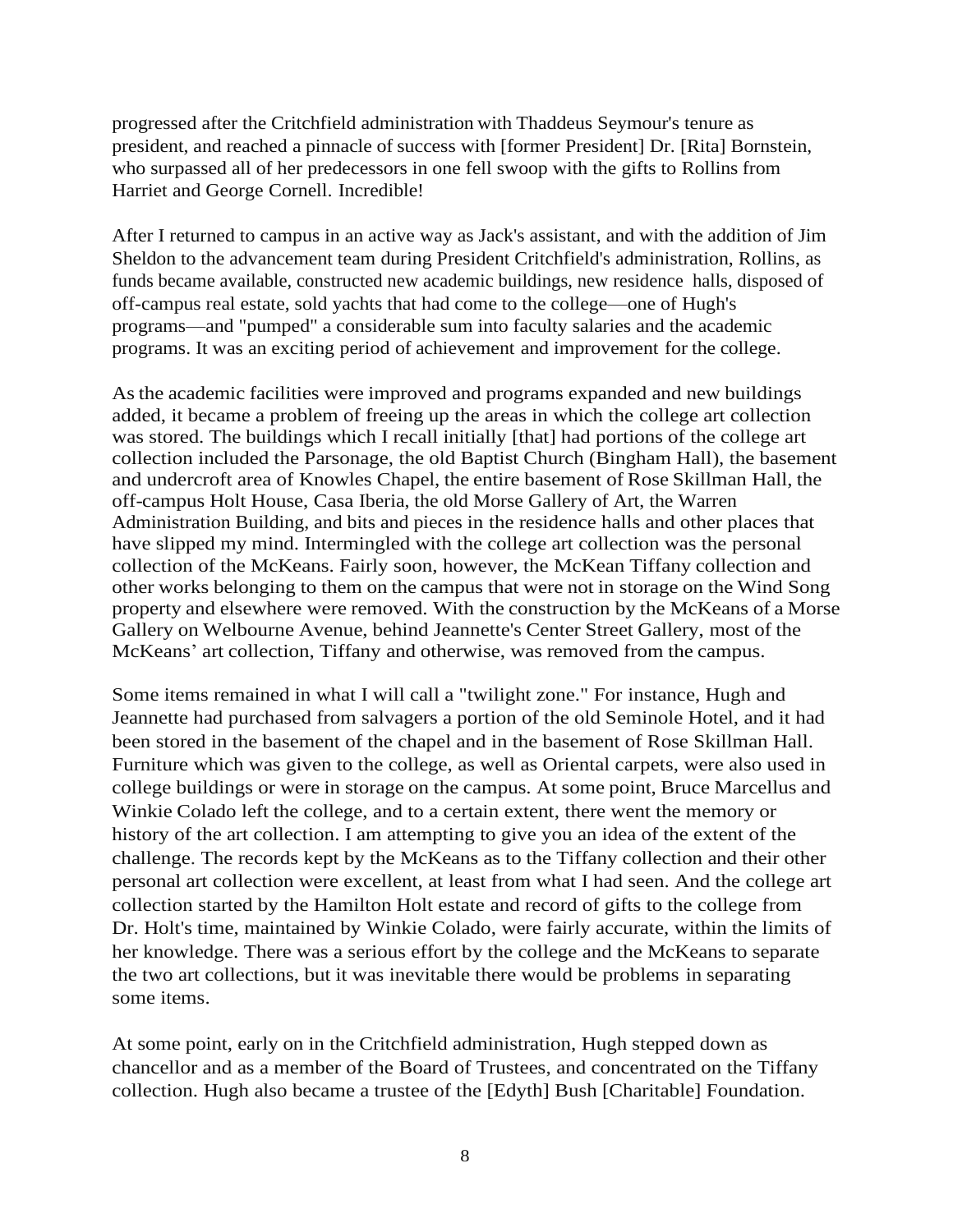progressed after the Critchfield administration with Thaddeus Seymour's tenure as president, and reached a pinnacle of success with [former President] Dr. [Rita] Bornstein, who surpassed all of her predecessors in one fell swoop with the gifts to Rollins from Harriet and George Cornell. Incredible!

After I returned to campus in an active way as Jack's assistant, and with the addition of Jim Sheldon to the advancement team during President Critchfield's administration, Rollins, as funds became available, constructed new academic buildings, new residence halls, disposed of off-campus real estate, sold yachts that had come to the college—one of Hugh's programs—and "pumped" a considerable sum into faculty salaries and the academic programs. It was an exciting period of achievement and improvement for the college.

As the academic facilities were improved and programs expanded and new buildings added, it became a problem of freeing up the areas in which the college art collection was stored. The buildings which I recall initially [that] had portions of the college art collection included the Parsonage, the old Baptist Church (Bingham Hall), the basement and undercroft area of Knowles Chapel, the entire basement of Rose Skillman Hall, the off-campus Holt House, Casa Iberia, the old Morse Gallery of Art, the Warren Administration Building, and bits and pieces in the residence halls and other places that have slipped my mind. Intermingled with the college art collection was the personal collection of the McKeans. Fairly soon, however, the McKean Tiffany collection and other works belonging to them on the campus that were not in storage on the Wind Song property and elsewhere were removed. With the construction by the McKeans of a Morse Gallery on Welbourne Avenue, behind Jeannette's Center Street Gallery, most of the McKeans' art collection, Tiffany and otherwise, was removed from the campus.

Some items remained in what I will call a "twilight zone." For instance, Hugh and Jeannette had purchased from salvagers a portion of the old Seminole Hotel, and it had been stored in the basement of the chapel and in the basement of Rose Skillman Hall. Furniture which was given to the college, as well as Oriental carpets, were also used in college buildings or were in storage on the campus. At some point, Bruce Marcellus and Winkie Colado left the college, and to a certain extent, there went the memory or history of the art collection. I am attempting to give you an idea of the extent of the challenge. The records kept by the McKeans as to the Tiffany collection and their other personal art collection were excellent, at least from what I had seen. And the college art collection started by the Hamilton Holt estate and record of gifts to the college from Dr. Holt's time, maintained by Winkie Colado, were fairly accurate, within the limits of her knowledge. There was a serious effort by the college and the McKeans to separate the two art collections, but it was inevitable there would be problems in separating some items.

At some point, early on in the Critchfield administration, Hugh stepped down as chancellor and as a member of the Board of Trustees, and concentrated on the Tiffany collection. Hugh also became a trustee of the [Edyth] Bush [Charitable] Foundation.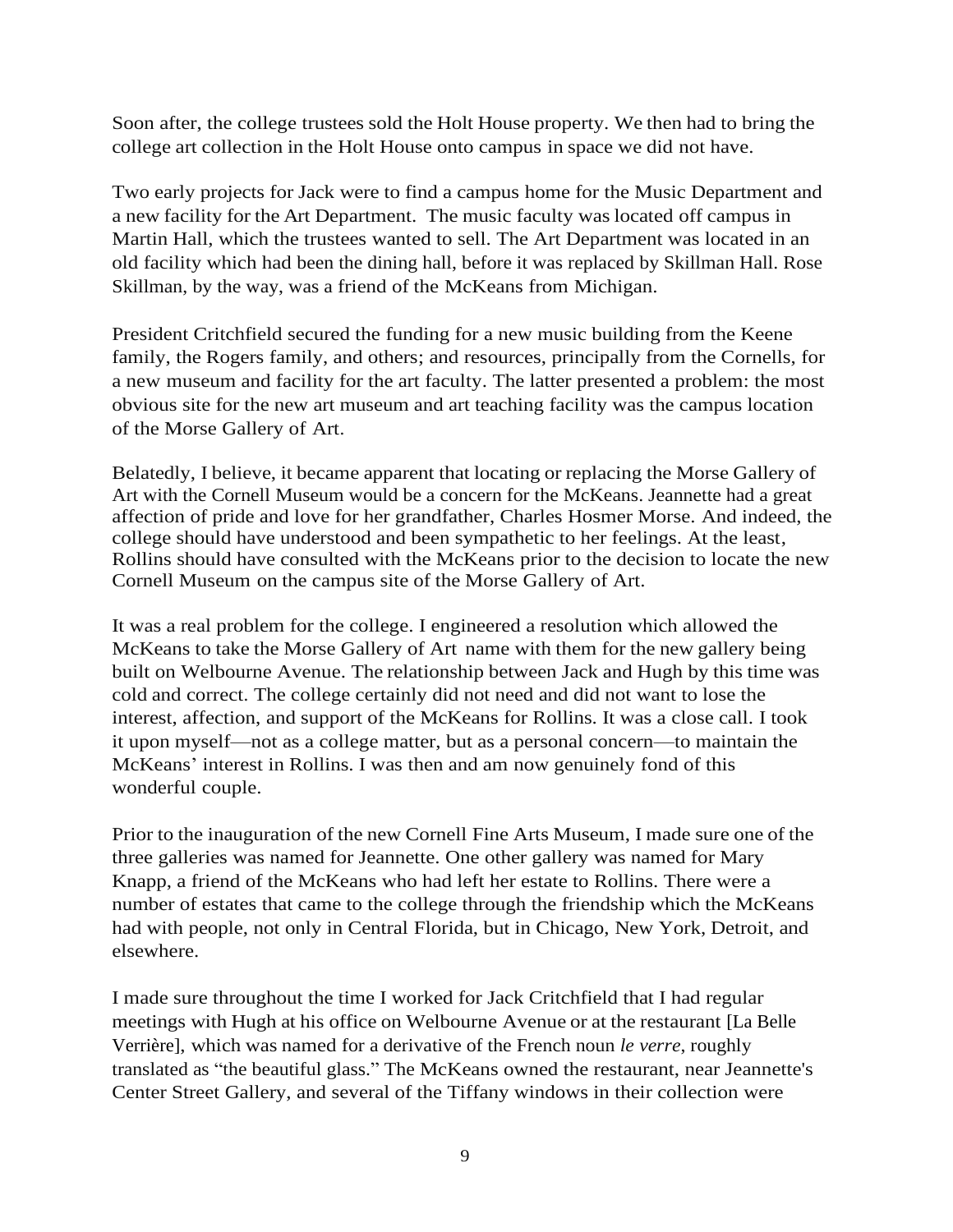Soon after, the college trustees sold the Holt House property. We then had to bring the college art collection in the Holt House onto campus in space we did not have.

Two early projects for Jack were to find a campus home for the Music Department and a new facility for the Art Department. The music faculty was located off campus in Martin Hall, which the trustees wanted to sell. The Art Department was located in an old facility which had been the dining hall, before it was replaced by Skillman Hall. Rose Skillman, by the way, was a friend of the McKeans from Michigan.

President Critchfield secured the funding for a new music building from the Keene family, the Rogers family, and others; and resources, principally from the Cornells, for a new museum and facility for the art faculty. The latter presented a problem: the most obvious site for the new art museum and art teaching facility was the campus location of the Morse Gallery of Art.

Belatedly, I believe, it became apparent that locating or replacing the Morse Gallery of Art with the Cornell Museum would be a concern for the McKeans. Jeannette had a great affection of pride and love for her grandfather, Charles Hosmer Morse. And indeed, the college should have understood and been sympathetic to her feelings. At the least, Rollins should have consulted with the McKeans prior to the decision to locate the new Cornell Museum on the campus site of the Morse Gallery of Art.

It was a real problem for the college. I engineered a resolution which allowed the McKeans to take the Morse Gallery of Art name with them for the new gallery being built on Welbourne Avenue. The relationship between Jack and Hugh by this time was cold and correct. The college certainly did not need and did not want to lose the interest, affection, and support of the McKeans for Rollins. It was a close call. I took it upon myself—not as a college matter, but as a personal concern—to maintain the McKeans' interest in Rollins. I was then and am now genuinely fond of this wonderful couple.

Prior to the inauguration of the new Cornell Fine Arts Museum, I made sure one of the three galleries was named for Jeannette. One other gallery was named for Mary Knapp, a friend of the McKeans who had left her estate to Rollins. There were a number of estates that came to the college through the friendship which the McKeans had with people, not only in Central Florida, but in Chicago, New York, Detroit, and elsewhere.

I made sure throughout the time I worked for Jack Critchfield that I had regular meetings with Hugh at his office on Welbourne Avenue or at the restaurant [La Belle Verrière], which was named for a derivative of the French noun *le verre*, roughly translated as "the beautiful glass." The McKeans owned the restaurant, near Jeannette's Center Street Gallery, and several of the Tiffany windows in their collection were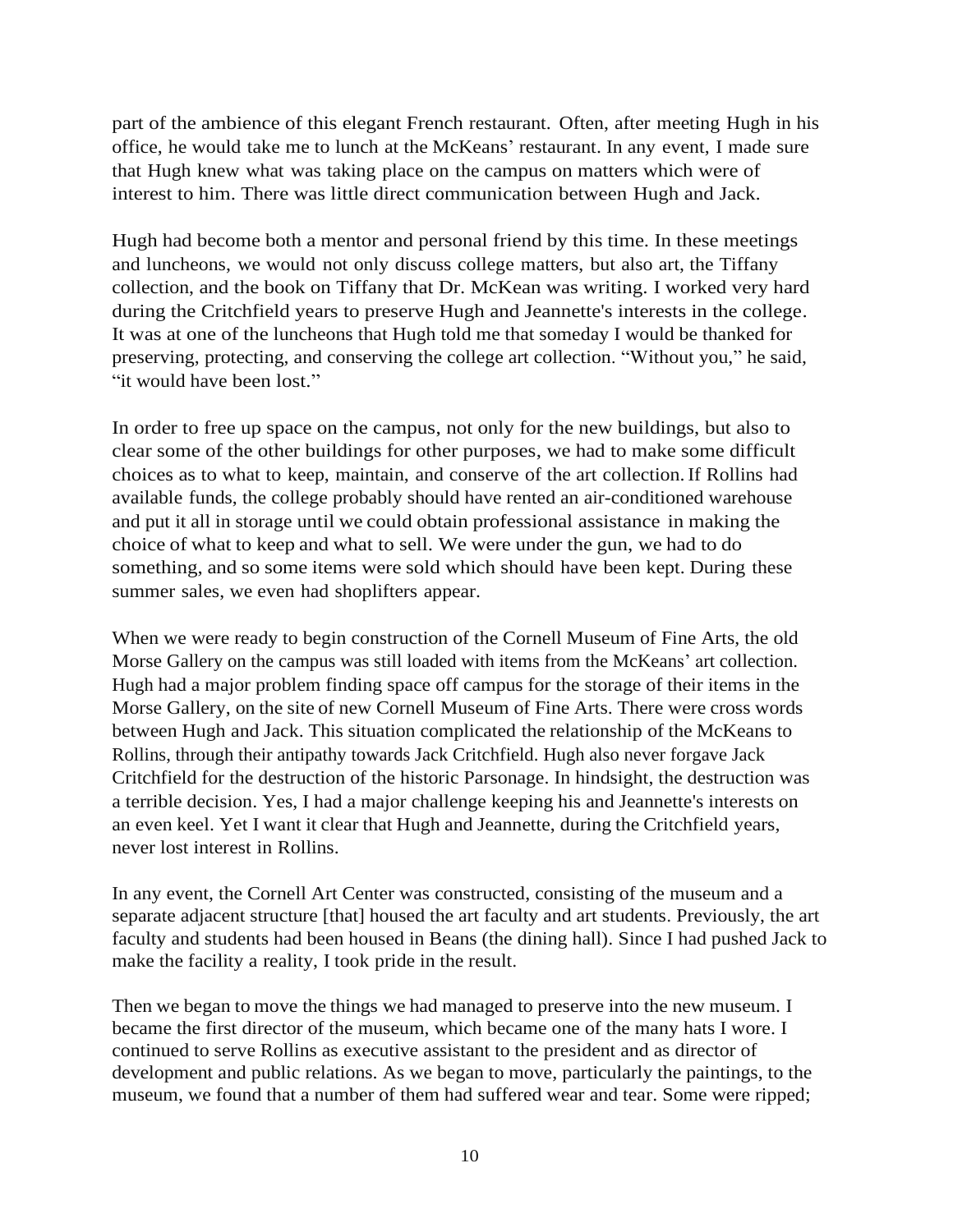part of the ambience of this elegant French restaurant. Often, after meeting Hugh in his office, he would take me to lunch at the McKeans' restaurant. In any event, I made sure that Hugh knew what was taking place on the campus on matters which were of interest to him. There was little direct communication between Hugh and Jack.

Hugh had become both a mentor and personal friend by this time. In these meetings and luncheons, we would not only discuss college matters, but also art, the Tiffany collection, and the book on Tiffany that Dr. McKean was writing. I worked very hard during the Critchfield years to preserve Hugh and Jeannette's interests in the college. It was at one of the luncheons that Hugh told me that someday I would be thanked for preserving, protecting, and conserving the college art collection. "Without you," he said, "it would have been lost."

In order to free up space on the campus, not only for the new buildings, but also to clear some of the other buildings for other purposes, we had to make some difficult choices as to what to keep, maintain, and conserve of the art collection. If Rollins had available funds, the college probably should have rented an air-conditioned warehouse and put it all in storage until we could obtain professional assistance in making the choice of what to keep and what to sell. We were under the gun, we had to do something, and so some items were sold which should have been kept. During these summer sales, we even had shoplifters appear.

When we were ready to begin construction of the Cornell Museum of Fine Arts, the old Morse Gallery on the campus was still loaded with items from the McKeans' art collection. Hugh had a major problem finding space off campus for the storage of their items in the Morse Gallery, on the site of new Cornell Museum of Fine Arts. There were cross words between Hugh and Jack. This situation complicated the relationship of the McKeans to Rollins, through their antipathy towards Jack Critchfield. Hugh also never forgave Jack Critchfield for the destruction of the historic Parsonage. In hindsight, the destruction was a terrible decision. Yes, I had a major challenge keeping his and Jeannette's interests on an even keel. Yet I want it clear that Hugh and Jeannette, during the Critchfield years, never lost interest in Rollins.

In any event, the Cornell Art Center was constructed, consisting of the museum and a separate adjacent structure [that] housed the art faculty and art students. Previously, the art faculty and students had been housed in Beans (the dining hall). Since I had pushed Jack to make the facility a reality, I took pride in the result.

Then we began to move the things we had managed to preserve into the new museum. I became the first director of the museum, which became one of the many hats I wore. I continued to serve Rollins as executive assistant to the president and as director of development and public relations. As we began to move, particularly the paintings, to the museum, we found that a number of them had suffered wear and tear. Some were ripped;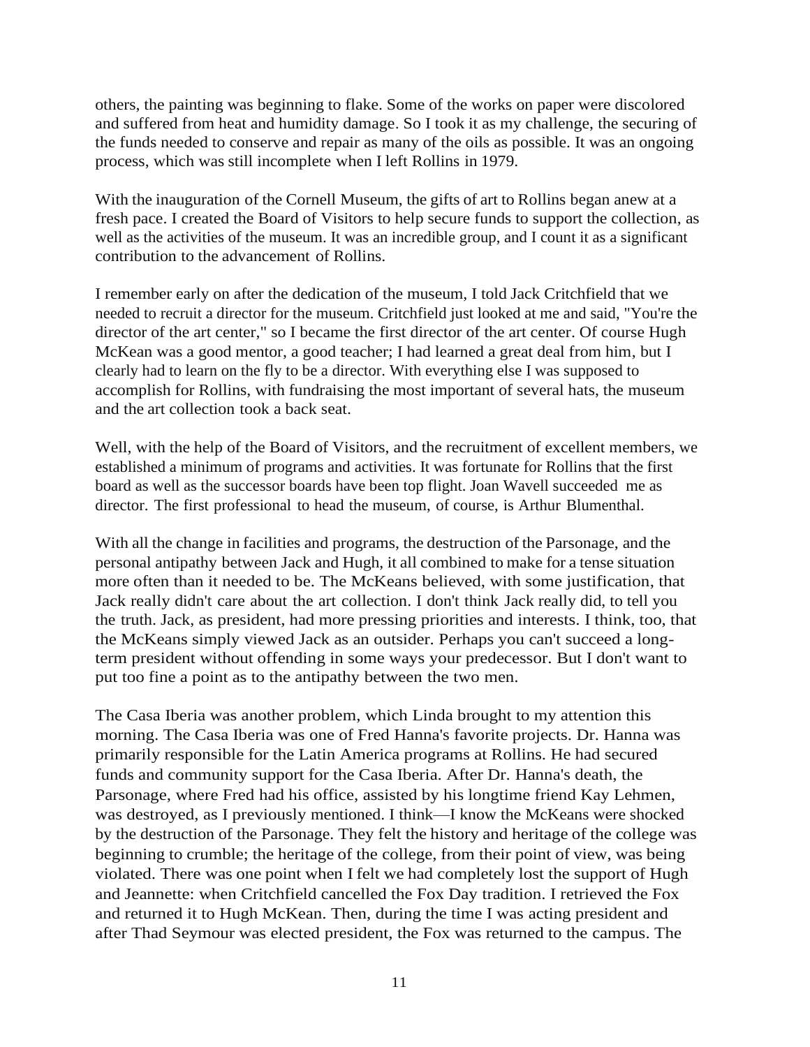others, the painting was beginning to flake. Some of the works on paper were discolored and suffered from heat and humidity damage. So I took it as my challenge, the securing of the funds needed to conserve and repair as many of the oils as possible. It was an ongoing process, which was still incomplete when I left Rollins in 1979.

With the inauguration of the Cornell Museum, the gifts of art to Rollins began anew at a fresh pace. I created the Board of Visitors to help secure funds to support the collection, as well as the activities of the museum. It was an incredible group, and I count it as a significant contribution to the advancement of Rollins.

I remember early on after the dedication of the museum, I told Jack Critchfield that we needed to recruit a director for the museum. Critchfield just looked at me and said, "You're the director of the art center," so I became the first director of the art center. Of course Hugh McKean was a good mentor, a good teacher; I had learned a great deal from him, but I clearly had to learn on the fly to be a director. With everything else I was supposed to accomplish for Rollins, with fundraising the most important of several hats, the museum and the art collection took a back seat.

Well, with the help of the Board of Visitors, and the recruitment of excellent members, we established a minimum of programs and activities. It was fortunate for Rollins that the first board as well as the successor boards have been top flight. Joan Wavell succeeded me as director. The first professional to head the museum, of course, is Arthur Blumenthal.

With all the change in facilities and programs, the destruction of the Parsonage, and the personal antipathy between Jack and Hugh, it all combined to make for a tense situation more often than it needed to be. The McKeans believed, with some justification, that Jack really didn't care about the art collection. I don't think Jack really did, to tell you the truth. Jack, as president, had more pressing priorities and interests. I think, too, that the McKeans simply viewed Jack as an outsider. Perhaps you can't succeed a long-term president without offending in some ways your predecessor. But I don't want to put too fine a point as to the antipathy between the two men.

The Casa Iberia was another problem, which Linda brought to my attention this morning. The Casa Iberia was one of Fred Hanna's favorite projects. Dr. Hanna was primarily responsible for the Latin America programs at Rollins. He had secured funds and community support for the Casa Iberia. After Dr. Hanna's death, the Parsonage, where Fred had his office, assisted by his longtime friend Kay Lehmen, was destroyed, as I previously mentioned. I think—I know the McKeans were shocked by the destruction of the Parsonage. They felt the history and heritage of the college was beginning to crumble; the heritage of the college, from their point of view, was being violated. There was one point when I felt we had completely lost the support of Hugh and Jeannette: when Critchfield cancelled the Fox Day tradition. I retrieved the Fox and returned it to Hugh McKean. Then, during the time I was acting president and after Thad Seymour was elected president, the Fox was returned to the campus. The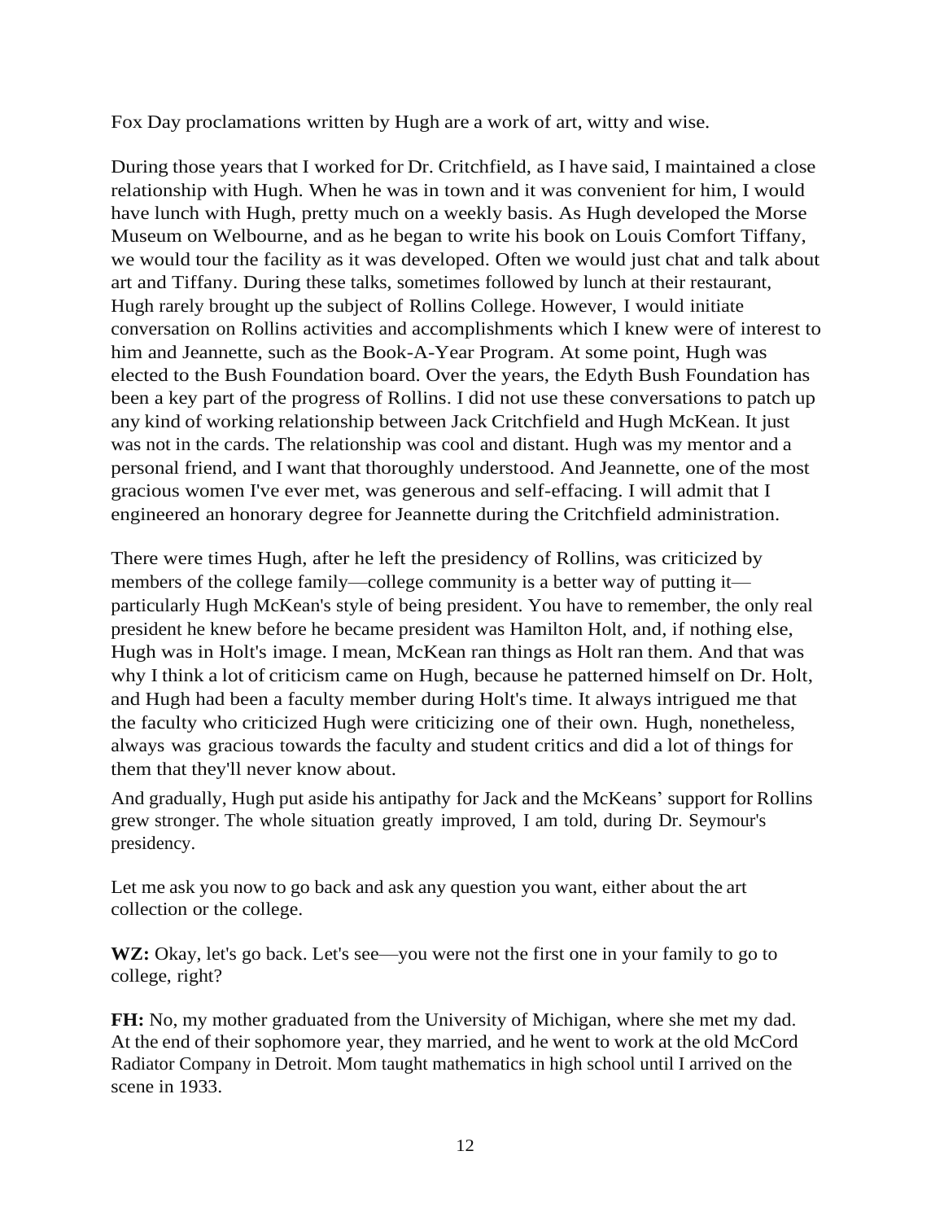Fox Day proclamations written by Hugh are a work of art, witty and wise.

During those years that I worked for Dr. Critchfield, as I have said, I maintained a close relationship with Hugh. When he was in town and it was convenient for him, I would have lunch with Hugh, pretty much on a weekly basis. As Hugh developed the Morse Museum on Welbourne, and as he began to write his book on Louis Comfort Tiffany, we would tour the facility as it was developed. Often we would just chat and talk about art and Tiffany. During these talks, sometimes followed by lunch at their restaurant, Hugh rarely brought up the subject of Rollins College. However, I would initiate conversation on Rollins activities and accomplishments which I knew were of interest to him and Jeannette, such as the Book-A-Year Program. At some point, Hugh was elected to the Bush Foundation board. Over the years, the Edyth Bush Foundation has been a key part of the progress of Rollins. I did not use these conversations to patch up any kind of working relationship between Jack Critchfield and Hugh McKean. It just was not in the cards. The relationship was cool and distant. Hugh was my mentor and a personal friend, and I want that thoroughly understood. And Jeannette, one of the most gracious women I've ever met, was generous and self-effacing. I will admit that I engineered an honorary degree for Jeannette during the Critchfield administration.

There were times Hugh, after he left the presidency of Rollins, was criticized by members of the college family—college community is a better way of putting it—particularly Hugh McKean's style of being president. You have to remember, the only real president he knew before he became president was Hamilton Holt, and, if nothing else, Hugh was in Holt's image. I mean, McKean ran things as Holt ran them. And that was why I think a lot of criticism came on Hugh, because he patterned himself on Dr. Holt, and Hugh had been a faculty member during Holt's time. It always intrigued me that the faculty who criticized Hugh were criticizing one of their own. Hugh, nonetheless, always was gracious towards the faculty and student critics and did a lot of things for them that they'll never know about.

And gradually, Hugh put aside his antipathy for Jack and the McKeans' support for Rollins grew stronger. The whole situation greatly improved, I am told, during Dr. Seymour's presidency.

Let me ask you now to go back and ask any question you want, either about the art collection or the college.

**WZ:** Okay, let's go back. Let's see—you were not the first one in your family to go to college, right?

**FH:** No, my mother graduated from the University of Michigan, where she met my dad. At the end of their sophomore year, they married, and he went to work at the old McCord Radiator Company in Detroit. Mom taught mathematics in high school until I arrived on the scene in 1933.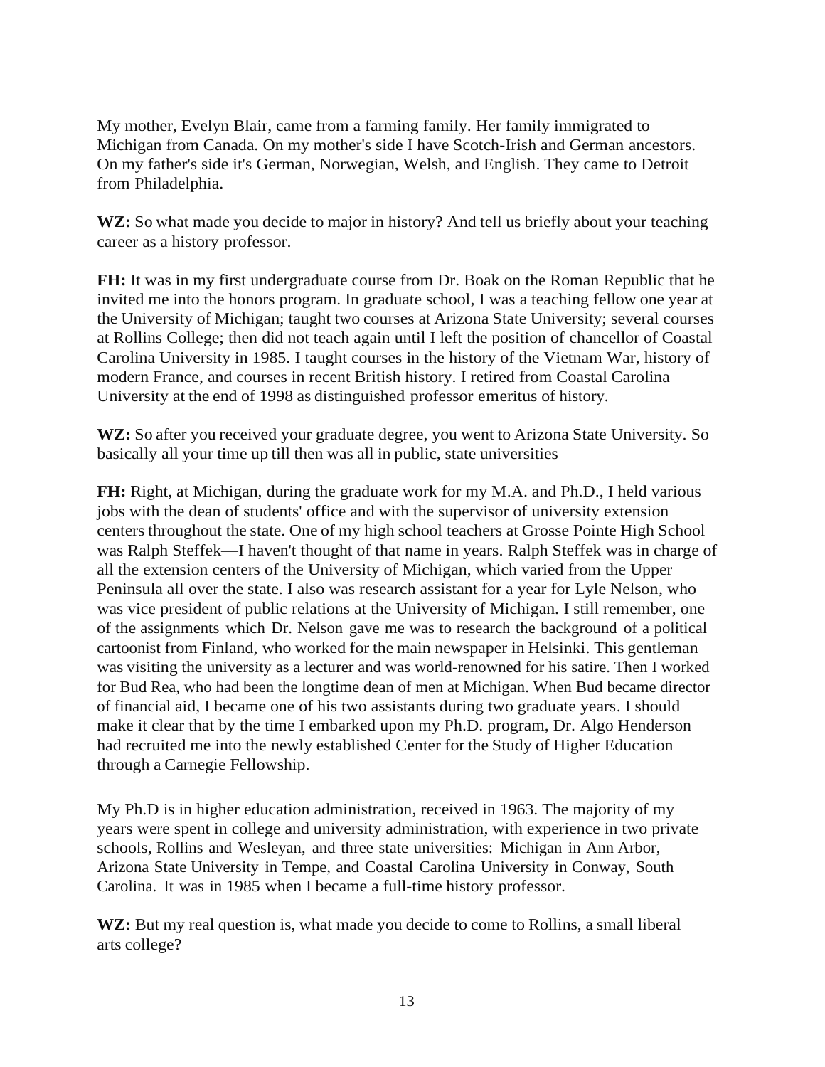My mother, Evelyn Blair, came from a farming family. Her family immigrated to Michigan from Canada. On my mother's side I have Scotch-Irish and German ancestors. On my father's side it's German, Norwegian, Welsh, and English. They came to Detroit from Philadelphia.

**WZ:** So what made you decide to major in history? And tell us briefly about your teaching career as a history professor.

**FH:** It was in my first undergraduate course from Dr. Boak on the Roman Republic that he invited me into the honors program. In graduate school, I was a teaching fellow one year at the University of Michigan; taught two courses at Arizona State University; several courses at Rollins College; then did not teach again until I left the position of chancellor of Coastal Carolina University in 1985. I taught courses in the history of the Vietnam War, history of modern France, and courses in recent British history. I retired from Coastal Carolina University at the end of 1998 as distinguished professor emeritus of history.

**WZ:** So after you received your graduate degree, you went to Arizona State University. So basically all your time up till then was all in public, state universities—

**FH:** Right, at Michigan, during the graduate work for my M.A. and Ph.D., I held various jobs with the dean of students' office and with the supervisor of university extension centers throughout the state. One of my high school teachers at Grosse Pointe High School was Ralph Steffek—I haven't thought of that name in years. Ralph Steffek was in charge of all the extension centers of the University of Michigan, which varied from the Upper Peninsula all over the state. I also was research assistant for a year for Lyle Nelson, who was vice president of public relations at the University of Michigan. I still remember, one of the assignments which Dr. Nelson gave me was to research the background of a political cartoonist from Finland, who worked for the main newspaper in Helsinki. This gentleman was visiting the university as a lecturer and was world-renowned for his satire. Then I worked for Bud Rea, who had been the longtime dean of men at Michigan. When Bud became director of financial aid, I became one of his two assistants during two graduate years. I should make it clear that by the time I embarked upon my Ph.D. program, Dr. Algo Henderson had recruited me into the newly established Center for the Study of Higher Education through a Carnegie Fellowship.

My Ph.D is in higher education administration, received in 1963. The majority of my years were spent in college and university administration, with experience in two private schools, Rollins and Wesleyan, and three state universities: Michigan in Ann Arbor, Arizona State University in Tempe, and Coastal Carolina University in Conway, South Carolina. It was in 1985 when I became a full-time history professor.

**WZ:** But my real question is, what made you decide to come to Rollins, a small liberal arts college?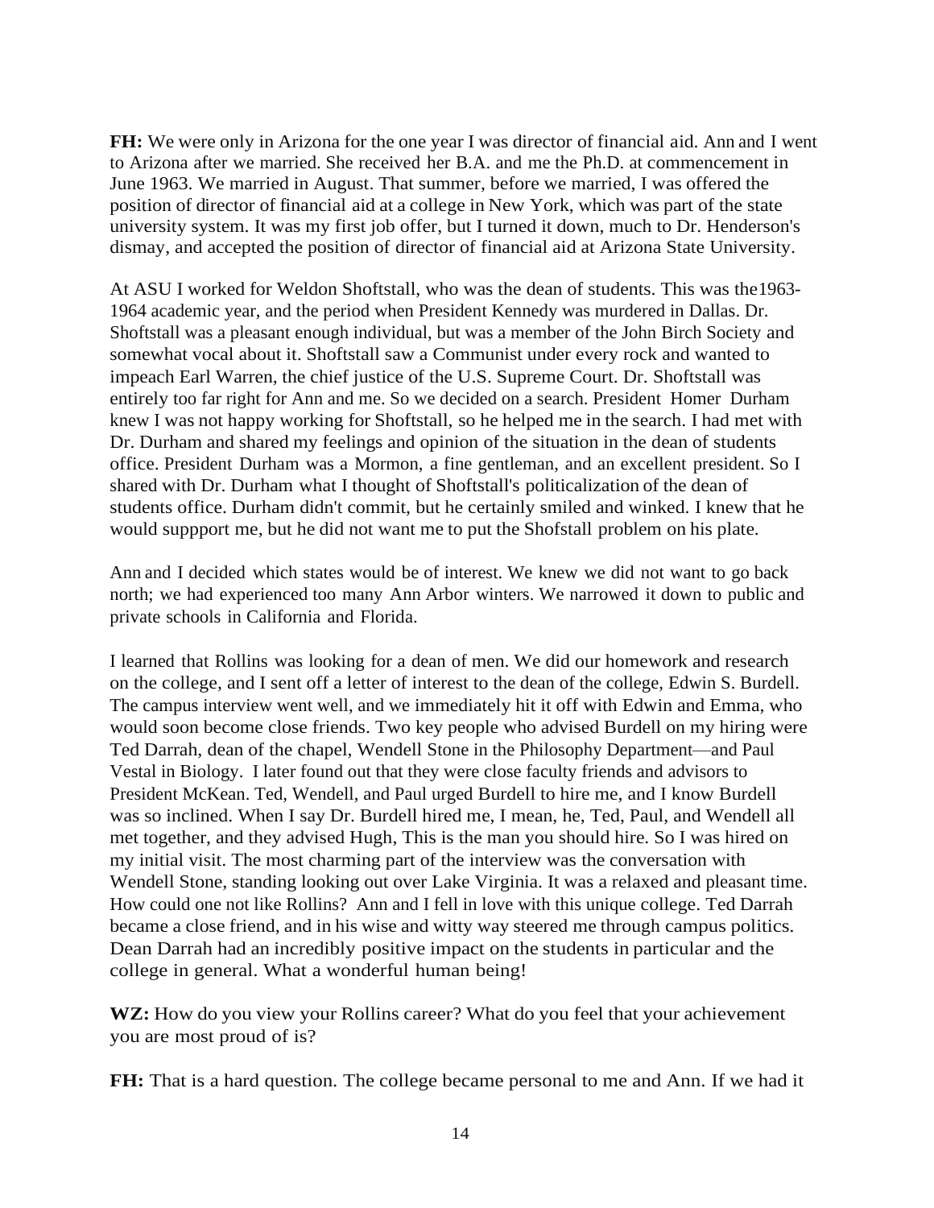**FH:** We were only in Arizona for the one year I was director of financial aid. Ann and I went to Arizona after we married. She received her B.A. and me the Ph.D. at commencement in June 1963. We married in August. That summer, before we married, I was offered the position of director of financial aid at a college in New York, which was part of the state university system. It was my first job offer, but I turned it down, much to Dr. Henderson's dismay, and accepted the position of director of financial aid at Arizona State University.

At ASU I worked for Weldon Shoftstall, who was the dean of students. This was the1963-1964 academic year, and the period when President Kennedy was murdered in Dallas. Dr. Shoftstall was a pleasant enough individual, but was a member of the John Birch Society and somewhat vocal about it. Shoftstall saw a Communist under every rock and wanted to impeach Earl Warren, the chief justice of the U.S. Supreme Court. Dr. Shoftstall was entirely too far right for Ann and me. So we decided on a search. President Homer Durham knew I was not happy working for Shoftstall, so he helped me in the search. I had met with Dr. Durham and shared my feelings and opinion of the situation in the dean of students office. President Durham was a Mormon, a fine gentleman, and an excellent president. So I shared with Dr. Durham what I thought of Shoftstall's politicalization of the dean of students office. Durham didn't commit, but he certainly smiled and winked. I knew that he would suppport me, but he did not want me to put the Shofstall problem on his plate.

Ann and I decided which states would be of interest. We knew we did not want to go back north; we had experienced too many Ann Arbor winters. We narrowed it down to public and private schools in California and Florida.

I learned that Rollins was looking for a dean of men. We did our homework and research on the college, and I sent off a letter of interest to the dean of the college, Edwin S. Burdell. The campus interview went well, and we immediately hit it off with Edwin and Emma, who would soon become close friends. Two key people who advised Burdell on my hiring were Ted Darrah, dean of the chapel, Wendell Stone in the Philosophy Department—and Paul Vestal in Biology. I later found out that they were close faculty friends and advisors to President McKean. Ted, Wendell, and Paul urged Burdell to hire me, and I know Burdell was so inclined. When I say Dr. Burdell hired me, I mean, he, Ted, Paul, and Wendell all met together, and they advised Hugh, This is the man you should hire. So I was hired on my initial visit. The most charming part of the interview was the conversation with Wendell Stone, standing looking out over Lake Virginia. It was a relaxed and pleasant time. How could one not like Rollins? Ann and I fell in love with this unique college. Ted Darrah became a close friend, and in his wise and witty way steered me through campus politics. Dean Darrah had an incredibly positive impact on the students in particular and the college in general. What a wonderful human being!

**WZ:** How do you view your Rollins career? What do you feel that your achievement you are most proud of is?

**FH:** That is a hard question. The college became personal to me and Ann. If we had it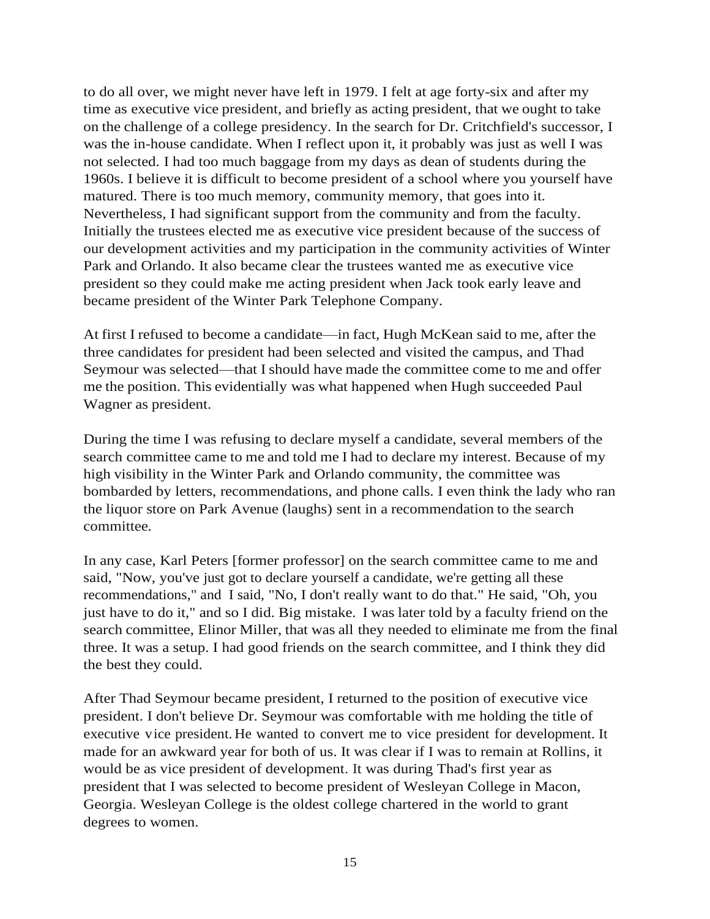to do all over, we might never have left in 1979. I felt at age forty-six and after my time as executive vice president, and briefly as acting president, that we ought to take on the challenge of a college presidency. In the search for Dr. Critchfield's successor, I was the in-house candidate. When I reflect upon it, it probably was just as well I was not selected. I had too much baggage from my days as dean of students during the 1960s. I believe it is difficult to become president of a school where you yourself have matured. There is too much memory, community memory, that goes into it. Nevertheless, I had significant support from the community and from the faculty. Initially the trustees elected me as executive vice president because of the success of our development activities and my participation in the community activities of Winter Park and Orlando. It also became clear the trustees wanted me as executive vice president so they could make me acting president when Jack took early leave and became president of the Winter Park Telephone Company.

At first I refused to become a candidate—in fact, Hugh McKean said to me, after the three candidates for president had been selected and visited the campus, and Thad Seymour was selected—that I should have made the committee come to me and offer me the position. This evidentially was what happened when Hugh succeeded Paul Wagner as president.

During the time I was refusing to declare myself a candidate, several members of the search committee came to me and told me I had to declare my interest. Because of my high visibility in the Winter Park and Orlando community, the committee was bombarded by letters, recommendations, and phone calls. I even think the lady who ran the liquor store on Park Avenue (laughs) sent in a recommendation to the search committee.

In any case, Karl Peters [former professor] on the search committee came to me and said, "Now, you've just got to declare yourself a candidate, we're getting all these recommendations," and I said, "No, I don't really want to do that." He said, "Oh, you just have to do it," and so I did. Big mistake. I was later told by a faculty friend on the search committee, Elinor Miller, that was all they needed to eliminate me from the final three. It was a setup. I had good friends on the search committee, and I think they did the best they could.

After Thad Seymour became president, I returned to the position of executive vice president. I don't believe Dr. Seymour was comfortable with me holding the title of executive vice president. He wanted to convert me to vice president for development. It made for an awkward year for both of us. It was clear if I was to remain at Rollins, it would be as vice president of development. It was during Thad's first year as president that I was selected to become president of Wesleyan College in Macon, Georgia. Wesleyan College is the oldest college chartered in the world to grant degrees to women.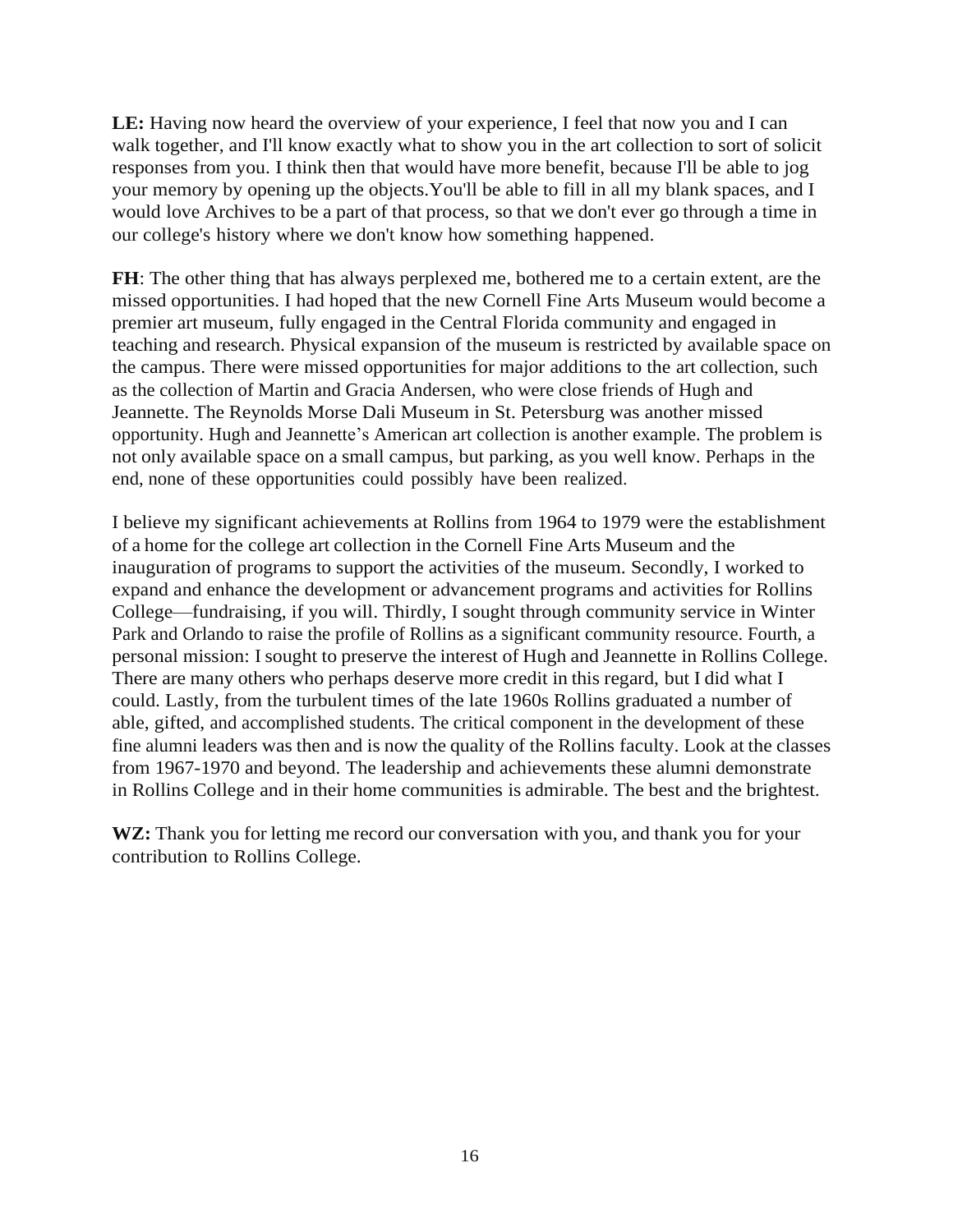**LE:** Having now heard the overview of your experience, I feel that now you and I can walk together, and I'll know exactly what to show you in the art collection to sort of solicit responses from you. I think then that would have more benefit, because I'll be able to jog your memory by opening up the objects.You'll be able to fill in all my blank spaces, and I would love Archives to be a part of that process, so that we don't ever go through a time in our college's history where we don't know how something happened.

**FH**: The other thing that has always perplexed me, bothered me to a certain extent, are the missed opportunities. I had hoped that the new Cornell Fine Arts Museum would become a premier art museum, fully engaged in the Central Florida community and engaged in teaching and research. Physical expansion of the museum is restricted by available space on the campus. There were missed opportunities for major additions to the art collection, such as the collection of Martin and Gracia Andersen, who were close friends of Hugh and Jeannette. The Reynolds Morse Dali Museum in St. Petersburg was another missed opportunity. Hugh and Jeannette's American art collection is another example. The problem is not only available space on a small campus, but parking, as you well know. Perhaps in the end, none of these opportunities could possibly have been realized.

I believe my significant achievements at Rollins from 1964 to 1979 were the establishment of a home for the college art collection in the Cornell Fine Arts Museum and the inauguration of programs to support the activities of the museum. Secondly, I worked to expand and enhance the development or advancement programs and activities for Rollins College—fundraising, if you will. Thirdly, I sought through community service in Winter Park and Orlando to raise the profile of Rollins as a significant community resource. Fourth, a personal mission: I sought to preserve the interest of Hugh and Jeannette in Rollins College. There are many others who perhaps deserve more credit in this regard, but I did what I could. Lastly, from the turbulent times of the late 1960s Rollins graduated a number of able, gifted, and accomplished students. The critical component in the development of these fine alumni leaders was then and is now the quality of the Rollins faculty. Look at the classes from 1967-1970 and beyond. The leadership and achievements these alumni demonstrate in Rollins College and in their home communities is admirable. The best and the brightest.

**WZ:** Thank you for letting me record our conversation with you, and thank you for your contribution to Rollins College.